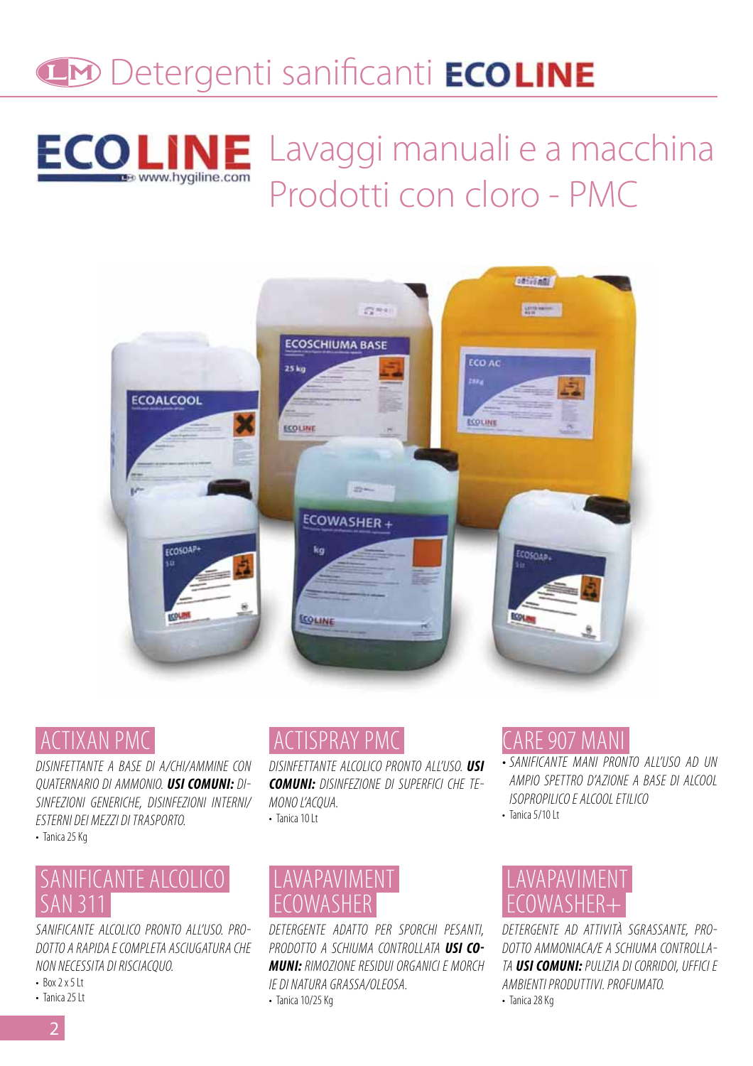# Detergenti sanificanti ECOLINE

## ECOLINE Lavaggi manuali e a macchina Prodotti con cloro - PMC

www.hygiline.com

### ACTIXAN PMC

*DISINFETTANTE A BASE DI A/CHI/AMMINE CON QUATERNARIO DI AMMONIO. **USI COMUNI:** DISINFEZIONI GENERICHE, DISINFEZIONI INTERNI/ ESTERNI DEI MEZZI DI TRASPORTO.*

- Tanica 25 Kg

### ACTISPRAY PMC

*DISINFETTANTE ALCOLICO PRONTO ALL'USO. **USI COMUNI:** DISINFEZIONE DI SUPERFICI CHE TEMONO L'ACQUA.*

- Tanica 10 Lt

### CARE 907 MANI

- *SANIFICANTE MANI PRONTO ALL'USO AD UN AMPIO SPETTRO D'AZIONE A BASE DI ALCOOL ISOPROPILICO E ALCOOL ETILICO*
- Tanica 5/10 Lt

### SANIFICANTE ALCOLICO SAN 311

*SANIFICANTE ALCOLICO PRONTO ALL'USO. PRODOTTO A RAPIDA E COMPLETA ASCIUGATURA CHE NON NECESSITA DI RISCIACQUO.*

- Box 2 x 5 Lt
- Tanica 25 Lt

### LAVAPAVIMENT ECOWASHER

*DETERGENTE ADATTO PER SPORCHI PESANTI, PRODOTTO A SCHIUMA CONTROLLATA **USI COMUNI:** RIMOZIONE RESIDUI ORGANICI E MORCHIE DI NATURA GRASSA/OLEOSA.*

- Tanica 10/25 Kg

### LAVAPAVIMENT ECOWASHER+

*DETERGENTE AD ATTIVITÀ SGRASSANTE, PRODOTTO AMMONIACA/E A SCHIUMA CONTROLLATA **USI COMUNI:** PULIZIA DI CORRIDOI, UFFICI E AMBIENTI PRODUTTIVI. PROFUMATO.*

- Tanica 28 Kg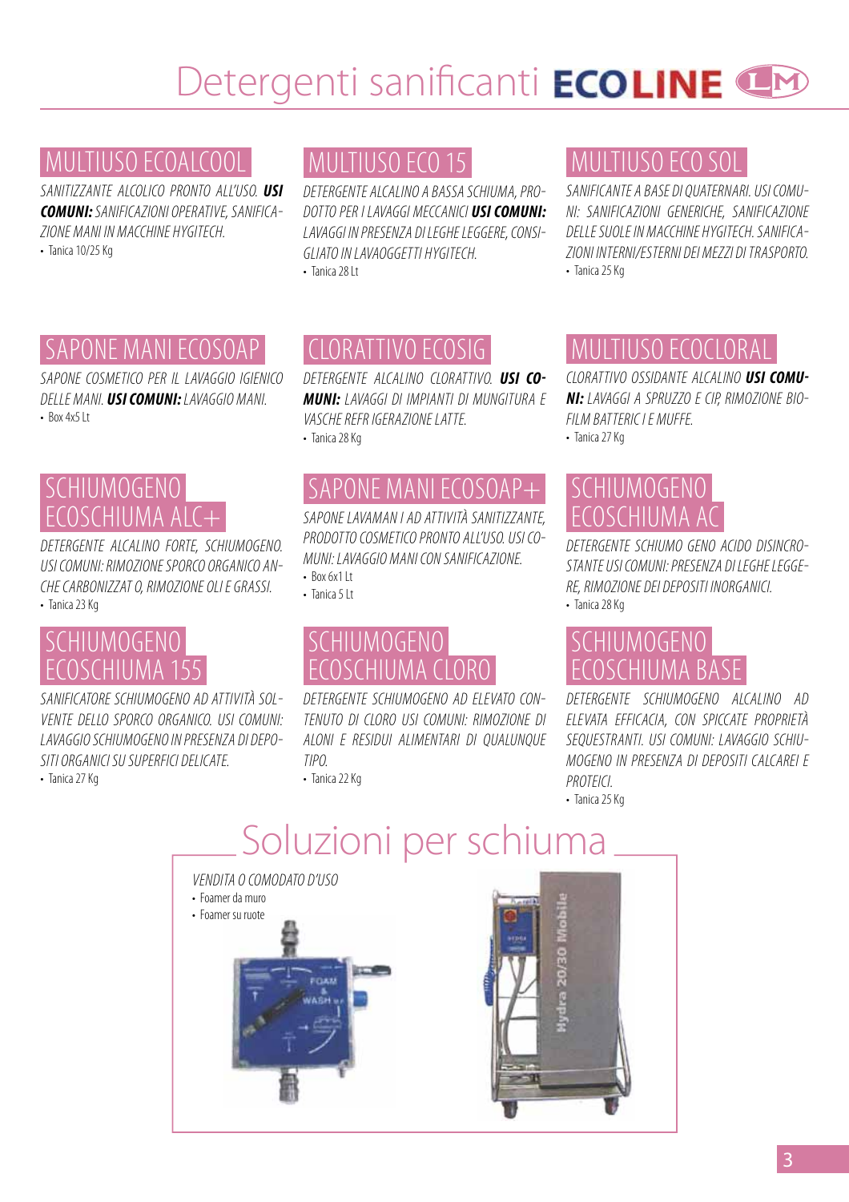# Detergenti sanificanti ECOLINE

## MULTIUSO ECOALCOOL

*SANITIZZANTE ALCOLICO PRONTO ALL'USO.* ***USI COMUNI:*** *SANIFICAZIONI OPERATIVE, SANIFICAZIONE MANI IN MACCHINE HYGITECH.*

- Tanica 10/25 Kg

## MULTIUSO ECO 15

*DETERGENTE ALCALINO A BASSA SCHIUMA, PRODOTTO PER I LAVAGGI MECCANICI* ***USI COMUNI:*** *LAVAGGI IN PRESENZA DI LEGHE LEGGERE, CONSIGLIATO IN LAVAOGGETTI HYGITECH.*

- Tanica 28 Lt

## MULTIUSO ECO SOL

*SANIFICANTE A BASE DI QUATERNARI. USI COMUNI: SANIFICAZIONI GENERICHE, SANIFICAZIONE DELLE SUOLE IN MACCHINE HYGITECH. SANIFICAZIONI INTERNI/ESTERNI DEI MEZZI DI TRASPORTO.*

- Tanica 25 Kg

## SAPONE MANI ECOSOAP

*SAPONE COSMETICO PER IL LAVAGGIO IGIENICO DELLE MANI.* ***USI COMUNI:*** *LAVAGGIO MANI.*

- Box 4x5 Lt

## CLORATTIVO ECOSIG

*DETERGENTE ALCALINO CLORATTIVO.* ***USI COMUNI:*** *LAVAGGI DI IMPIANTI DI MUNGITURA E VASCHE REFR IGERAZIONE LATTE.*

- Tanica 28 Kg

## MULTIUSO ECOCLORAL

*CLORATTIVO OSSIDANTE ALCALINO* ***USI COMUNI:*** *LAVAGGI A SPRUZZO E CIP, RIMOZIONE BIOFILM BATTERICI E MUFFE.*

- Tanica 27 Kg

## SCHIUMOGENO ECOSCHIUMA ALC+

*DETERGENTE ALCALINO FORTE, SCHIUMOGENO. USI COMUNI: RIMOZIONE SPORCO ORGANICO ANCHE CARBONIZZAT O, RIMOZIONE OLI E GRASSI.*

- Tanica 23 Kg

## SAPONE MANI ECOSOAP+

*SAPONE LAVAMAN I AD ATTIVITÀ SANITIZZANTE, PRODOTTO COSMETICO PRONTO ALL'USO. USI COMUNI: LAVAGGIO MANI CON SANIFICAZIONE.*

- Box 6x1 Lt
- Tanica 5 Lt

## SCHIUMOGENO ECOSCHIUMA AC

*DETERGENTE SCHIUMO GENO ACIDO DISINCROSTANTE USI COMUNI: PRESENZA DI LEGHE LEGGERE, RIMOZIONE DEI DEPOSITI INORGANICI.*

- Tanica 28 Kg

## SCHIUMOGENO ECOSCHIUMA 155

*SANIFICATORE SCHIUMOGENO AD ATTIVITÀ SOLVENTE DELLO SPORCO ORGANICO. USI COMUNI: LAVAGGIO SCHIUMOGENO IN PRESENZA DI DEPOSITI ORGANICI SU SUPERFICI DELICATE.*

- Tanica 27 Kg

## SCHIUMOGENO ECOSCHIUMA CLORO

*DETERGENTE SCHIUMOGENO AD ELEVATO CONTENUTO DI CLORO USI COMUNI: RIMOZIONE DI ALONI E RESIDUI ALIMENTARI DI QUALUNQUE TIPO.*

- Tanica 22 Kg

## SCHIUMOGENO ECOSCHIUMA BASE

*DETERGENTE SCHIUMOGENO ALCALINO AD ELEVATA EFFICACIA, CON SPICCATE PROPRIETÀ SEQUESTRANTI. USI COMUNI: LAVAGGIO SCHIUMOGENO IN PRESENZA DI DEPOSITI CALCAREI E PROTEICI.*

- Tanica 25 Kg

# Soluzioni per schiuma

*VENDITA O COMODATO D'USO*

- Foamer da muro
- Foamer su ruote